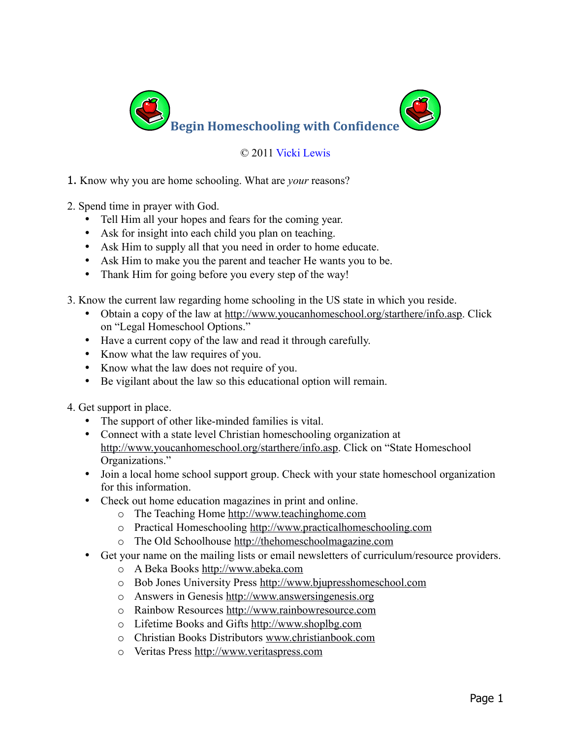# Begin Homeschooling with Confidence

© 2011 Vicki Lewis

1. Know why you are home schooling. What are *your* reasons?

2. Spend time in prayer with God.
   - Tell Him all your hopes and fears for the coming year.
   - Ask for insight into each child you plan on teaching.
   - Ask Him to supply all that you need in order to home educate.
   - Ask Him to make you the parent and teacher He wants you to be.
   - Thank Him for going before you every step of the way!

3. Know the current law regarding home schooling in the US state in which you reside.
   - Obtain a copy of the law at http://www.youcanhomeschool.org/starthere/info.asp. Click on "Legal Homeschool Options."
   - Have a current copy of the law and read it through carefully.
   - Know what the law requires of you.
   - Know what the law does not require of you.
   - Be vigilant about the law so this educational option will remain.

4. Get support in place.
   - The support of other like-minded families is vital.
   - Connect with a state level Christian homeschooling organization at http://www.youcanhomeschool.org/starthere/info.asp. Click on "State Homeschool Organizations."
   - Join a local home school support group. Check with your state homeschool organization for this information.
   - Check out home education magazines in print and online.
     - The Teaching Home http://www.teachinghome.com
     - Practical Homeschooling http://www.practicalhomeschooling.com
     - The Old Schoolhouse http://thehomeschoolmagazine.com
   - Get your name on the mailing lists or email newsletters of curriculum/resource providers.
     - A Beka Books http://www.abeka.com
     - Bob Jones University Press http://www.bjupresshomeschool.com
     - Answers in Genesis http://www.answersingenesis.org
     - Rainbow Resources http://www.rainbowresource.com
     - Lifetime Books and Gifts http://www.shoplbg.com
     - Christian Books Distributors www.christianbook.com
     - Veritas Press http://www.veritaspress.com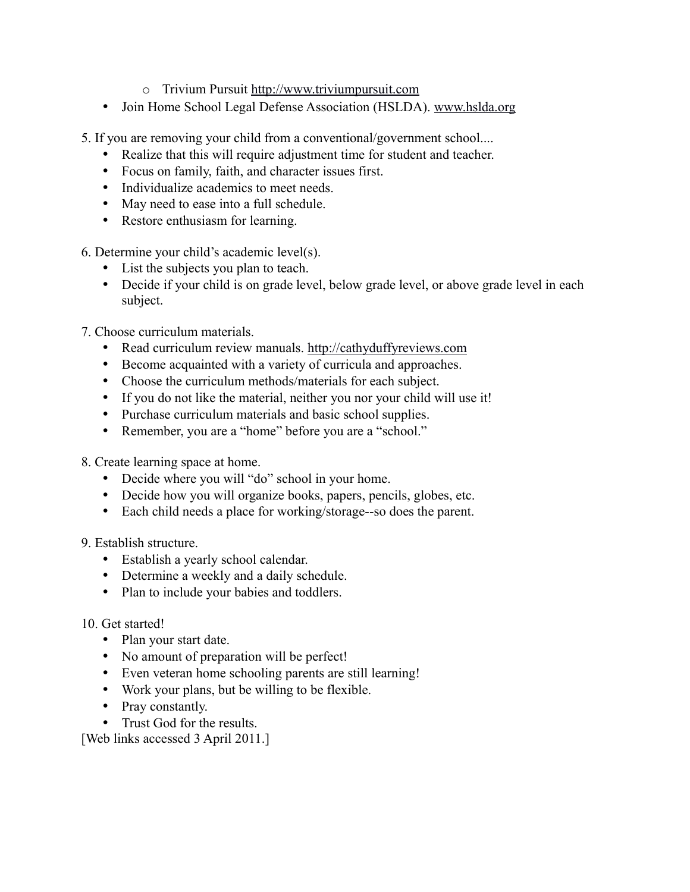- Trivium Pursuit http://www.triviumpursuit.com
- Join Home School Legal Defense Association (HSLDA). www.hslda.org

5. If you are removing your child from a conventional/government school....
    - Realize that this will require adjustment time for student and teacher.
    - Focus on family, faith, and character issues first.
    - Individualize academics to meet needs.
    - May need to ease into a full schedule.
    - Restore enthusiasm for learning.

6. Determine your child's academic level(s).
    - List the subjects you plan to teach.
    - Decide if your child is on grade level, below grade level, or above grade level in each subject.

7. Choose curriculum materials.
    - Read curriculum review manuals. http://cathyduffyreviews.com
    - Become acquainted with a variety of curricula and approaches.
    - Choose the curriculum methods/materials for each subject.
    - If you do not like the material, neither you nor your child will use it!
    - Purchase curriculum materials and basic school supplies.
    - Remember, you are a "home" before you are a "school."

8. Create learning space at home.
    - Decide where you will "do" school in your home.
    - Decide how you will organize books, papers, pencils, globes, etc.
    - Each child needs a place for working/storage--so does the parent.

9. Establish structure.
    - Establish a yearly school calendar.
    - Determine a weekly and a daily schedule.
    - Plan to include your babies and toddlers.

10. Get started!
    - Plan your start date.
    - No amount of preparation will be perfect!
    - Even veteran home schooling parents are still learning!
    - Work your plans, but be willing to be flexible.
    - Pray constantly.
    - Trust God for the results.

[Web links accessed 3 April 2011.]